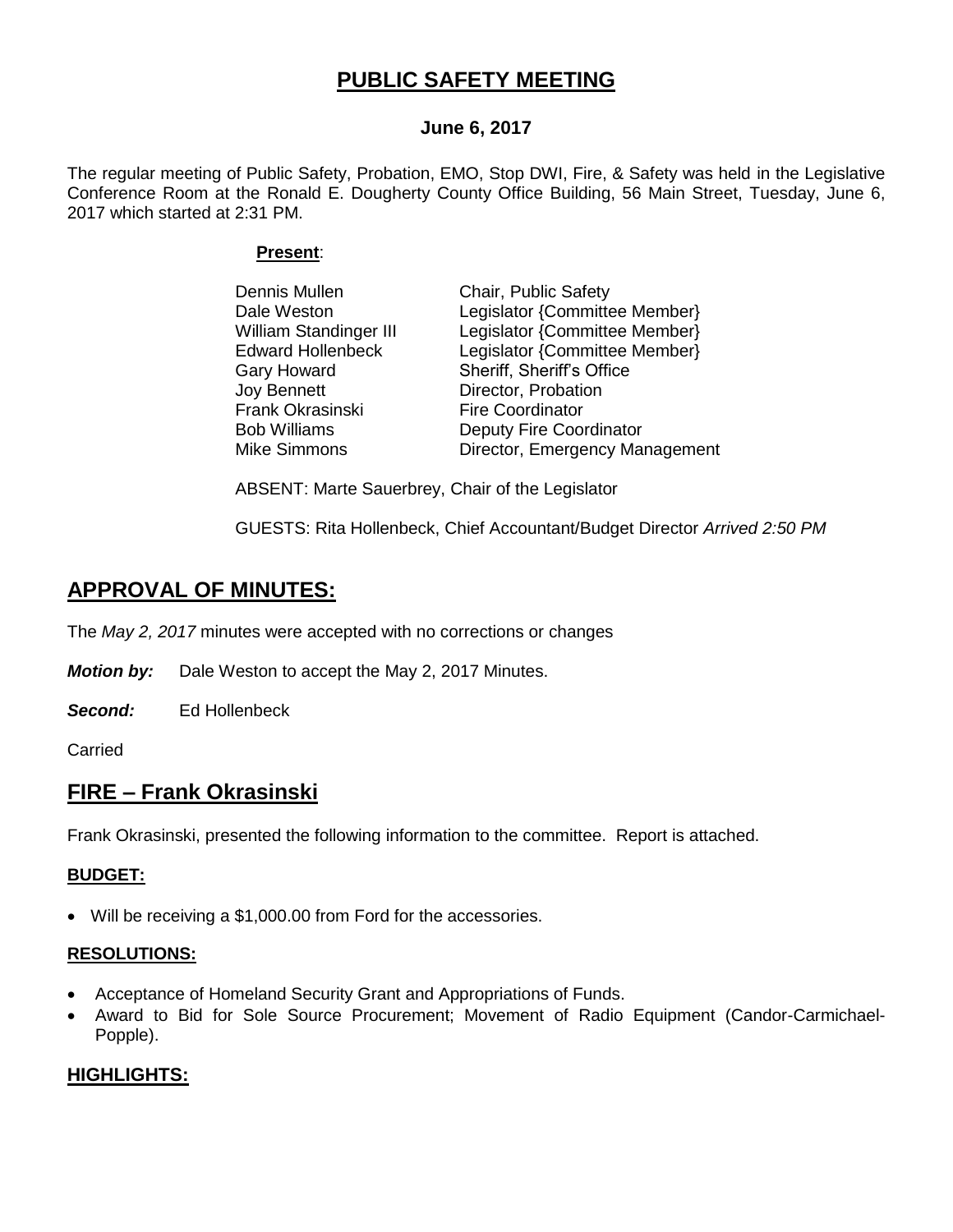# PUBLIC SAFETY MEETING

**June 6, 2017**

The regular meeting of Public Safety, Probation, EMO, Stop DWI, Fire, & Safety was held in the Legislative Conference Room at the Ronald E. Dougherty County Office Building, 56 Main Street, Tuesday, June 6, 2017 which started at 2:31 PM.

**Present**:

| | |
|---|---|
| Dennis Mullen | Chair, Public Safety |
| Dale Weston | Legislator {Committee Member} |
| William Standinger III | Legislator {Committee Member} |
| Edward Hollenbeck | Legislator {Committee Member} |
| Gary Howard | Sheriff, Sheriff's Office |
| Joy Bennett | Director, Probation |
| Frank Okrasinski | Fire Coordinator |
| Bob Williams | Deputy Fire Coordinator |
| Mike Simmons | Director, Emergency Management |

ABSENT: Marte Sauerbrey, Chair of the Legislator

GUESTS: Rita Hollenbeck, Chief Accountant/Budget Director *Arrived 2:50 PM*

## APPROVAL OF MINUTES:

The *May 2, 2017* minutes were accepted with no corrections or changes

***Motion by:*** Dale Weston to accept the May 2, 2017 Minutes.

***Second:*** Ed Hollenbeck

Carried

## FIRE – Frank Okrasinski

Frank Okrasinski, presented the following information to the committee. Report is attached.

### BUDGET:

- Will be receiving a $1,000.00 from Ford for the accessories.

### RESOLUTIONS:

- Acceptance of Homeland Security Grant and Appropriations of Funds.
- Award to Bid for Sole Source Procurement; Movement of Radio Equipment (Candor-Carmichael-Popple).

## HIGHLIGHTS: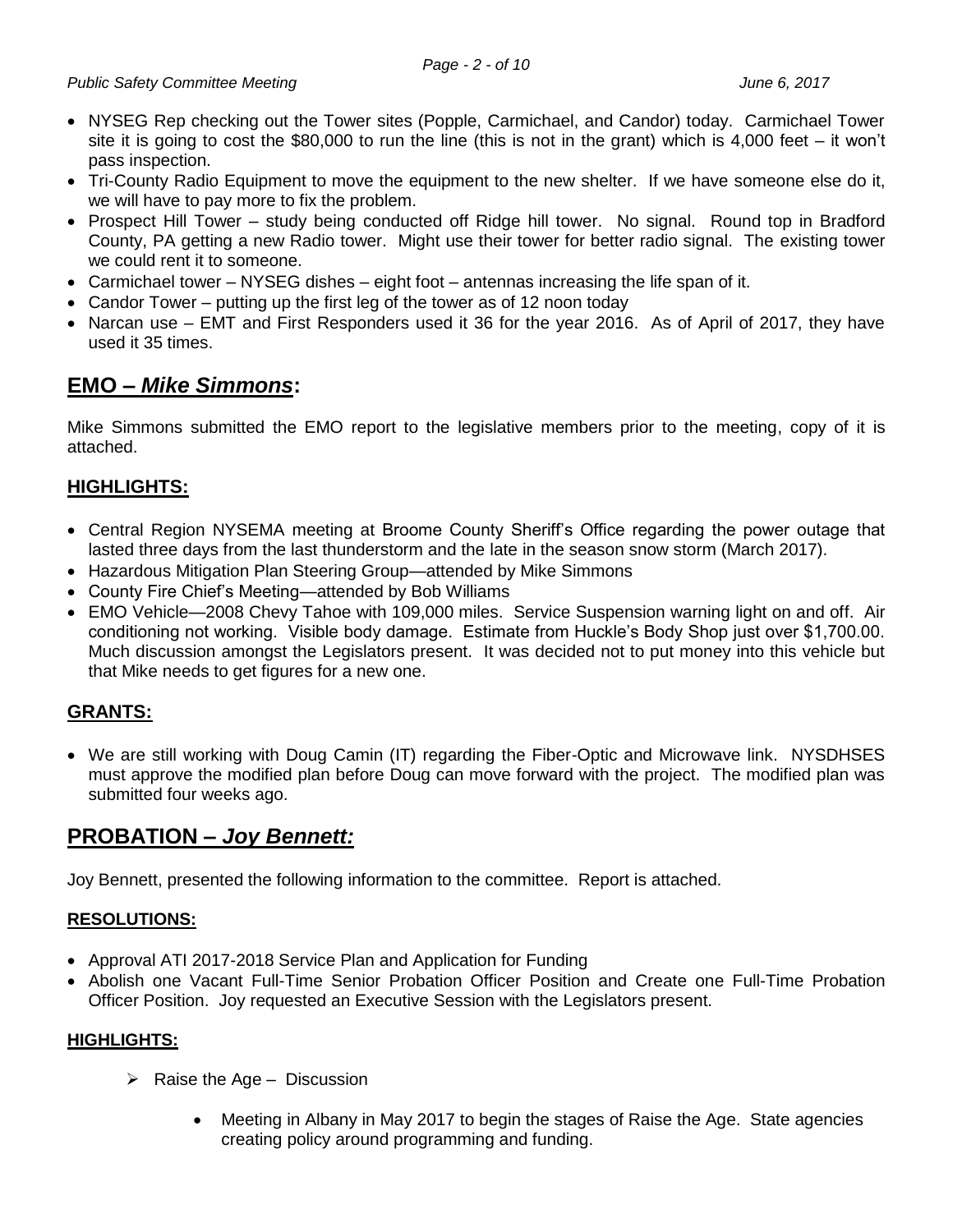- NYSEG Rep checking out the Tower sites (Popple, Carmichael, and Candor) today. Carmichael Tower site it is going to cost the $80,000 to run the line (this is not in the grant) which is 4,000 feet – it won't pass inspection.
- Tri-County Radio Equipment to move the equipment to the new shelter. If we have someone else do it, we will have to pay more to fix the problem.
- Prospect Hill Tower – study being conducted off Ridge hill tower. No signal. Round top in Bradford County, PA getting a new Radio tower. Might use their tower for better radio signal. The existing tower we could rent it to someone.
- Carmichael tower – NYSEG dishes – eight foot – antennas increasing the life span of it.
- Candor Tower – putting up the first leg of the tower as of 12 noon today
- Narcan use – EMT and First Responders used it 36 for the year 2016. As of April of 2017, they have used it 35 times.

## EMO – *Mike Simmons*:

Mike Simmons submitted the EMO report to the legislative members prior to the meeting, copy of it is attached.

### HIGHLIGHTS:

- Central Region NYSEMA meeting at Broome County Sheriff's Office regarding the power outage that lasted three days from the last thunderstorm and the late in the season snow storm (March 2017).
- Hazardous Mitigation Plan Steering Group—attended by Mike Simmons
- County Fire Chief's Meeting—attended by Bob Williams
- EMO Vehicle—2008 Chevy Tahoe with 109,000 miles. Service Suspension warning light on and off. Air conditioning not working. Visible body damage. Estimate from Huckle's Body Shop just over $1,700.00. Much discussion amongst the Legislators present. It was decided not to put money into this vehicle but that Mike needs to get figures for a new one.

### GRANTS:

- We are still working with Doug Camin (IT) regarding the Fiber-Optic and Microwave link. NYSDHSES must approve the modified plan before Doug can move forward with the project. The modified plan was submitted four weeks ago.

## PROBATION – *Joy Bennett:*

Joy Bennett, presented the following information to the committee. Report is attached.

### RESOLUTIONS:

- Approval ATI 2017-2018 Service Plan and Application for Funding
- Abolish one Vacant Full-Time Senior Probation Officer Position and Create one Full-Time Probation Officer Position. Joy requested an Executive Session with the Legislators present.

### HIGHLIGHTS:

- Raise the Age – Discussion
  - Meeting in Albany in May 2017 to begin the stages of Raise the Age. State agencies creating policy around programming and funding.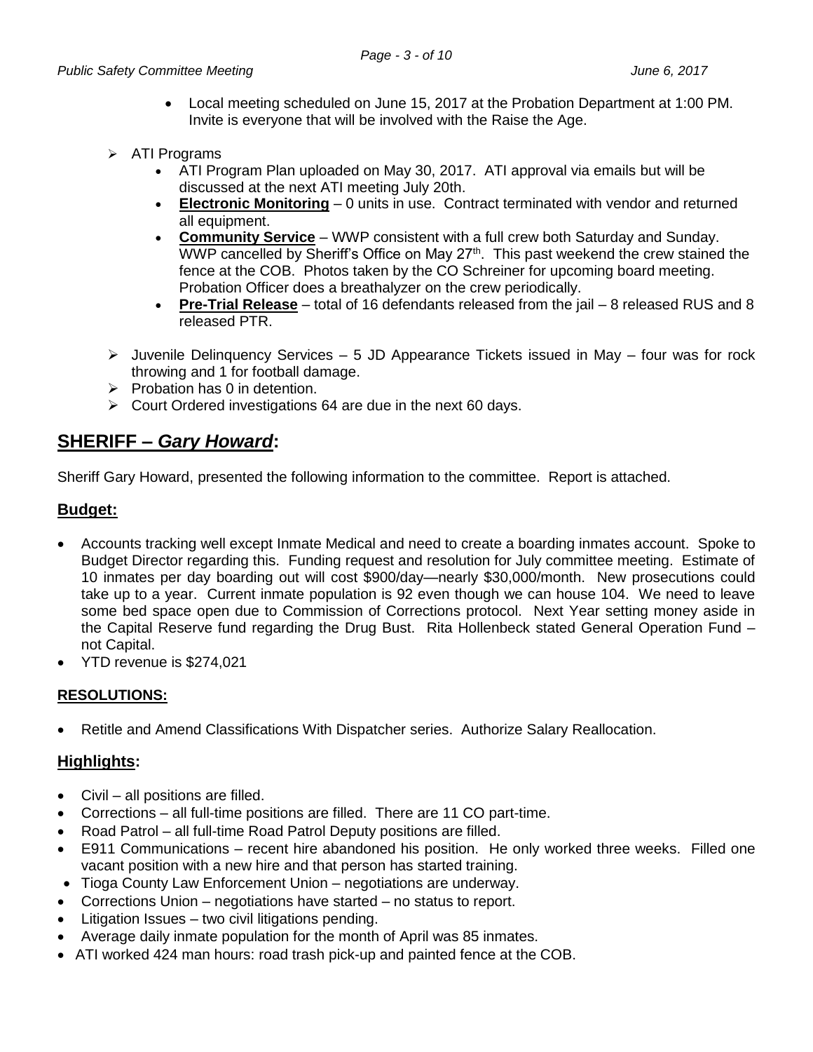- Local meeting scheduled on June 15, 2017 at the Probation Department at 1:00 PM. Invite is everyone that will be involved with the Raise the Age.

- ATI Programs
  - ATI Program Plan uploaded on May 30, 2017. ATI approval via emails but will be discussed at the next ATI meeting July 20th.
  - **Electronic Monitoring** – 0 units in use. Contract terminated with vendor and returned all equipment.
  - **Community Service** – WWP consistent with a full crew both Saturday and Sunday. WWP cancelled by Sheriff's Office on May 27th. This past weekend the crew stained the fence at the COB. Photos taken by the CO Schreiner for upcoming board meeting. Probation Officer does a breathalyzer on the crew periodically.
  - **Pre-Trial Release** – total of 16 defendants released from the jail – 8 released RUS and 8 released PTR.

- Juvenile Delinquency Services – 5 JD Appearance Tickets issued in May – four was for rock throwing and 1 for football damage.
- Probation has 0 in detention.
- Court Ordered investigations 64 are due in the next 60 days.

## SHERIFF – *Gary Howard*:

Sheriff Gary Howard, presented the following information to the committee. Report is attached.

### Budget:

- Accounts tracking well except Inmate Medical and need to create a boarding inmates account. Spoke to Budget Director regarding this. Funding request and resolution for July committee meeting. Estimate of 10 inmates per day boarding out will cost $900/day—nearly $30,000/month. New prosecutions could take up to a year. Current inmate population is 92 even though we can house 104. We need to leave some bed space open due to Commission of Corrections protocol. Next Year setting money aside in the Capital Reserve fund regarding the Drug Bust. Rita Hollenbeck stated General Operation Fund – not Capital.
- YTD revenue is $274,021

### RESOLUTIONS:

- Retitle and Amend Classifications With Dispatcher series. Authorize Salary Reallocation.

### Highlights:

- Civil – all positions are filled.
- Corrections – all full-time positions are filled. There are 11 CO part-time.
- Road Patrol – all full-time Road Patrol Deputy positions are filled.
- E911 Communications – recent hire abandoned his position. He only worked three weeks. Filled one vacant position with a new hire and that person has started training.
- Tioga County Law Enforcement Union – negotiations are underway.
- Corrections Union – negotiations have started – no status to report.
- Litigation Issues – two civil litigations pending.
- Average daily inmate population for the month of April was 85 inmates.
- ATI worked 424 man hours: road trash pick-up and painted fence at the COB.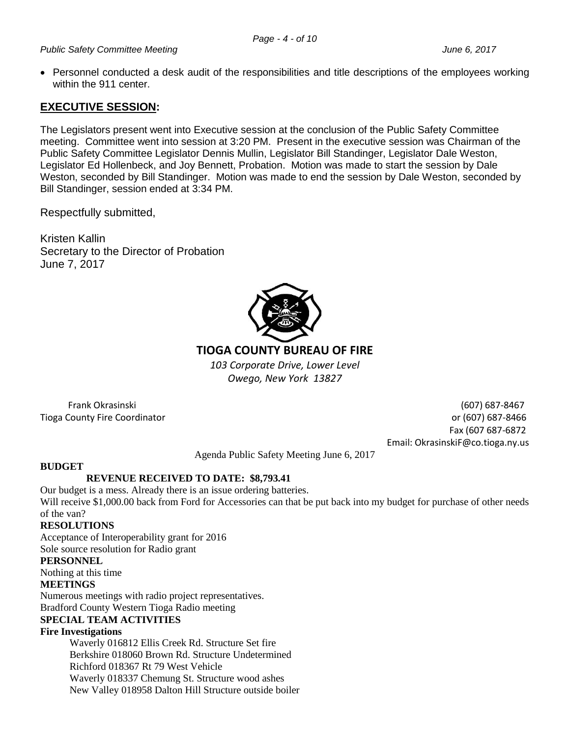- Personnel conducted a desk audit of the responsibilities and title descriptions of the employees working within the 911 center.

## EXECUTIVE SESSION:

The Legislators present went into Executive session at the conclusion of the Public Safety Committee meeting. Committee went into session at 3:20 PM. Present in the executive session was Chairman of the Public Safety Committee Legislator Dennis Mullin, Legislator Bill Standinger, Legislator Dale Weston, Legislator Ed Hollenbeck, and Joy Bennett, Probation. Motion was made to start the session by Dale Weston, seconded by Bill Standinger. Motion was made to end the session by Dale Weston, seconded by Bill Standinger, session ended at 3:34 PM.

Respectfully submitted,

Kristen Kallin
Secretary to the Director of Probation
June 7, 2017

## TIOGA COUNTY BUREAU OF FIRE

*103 Corporate Drive, Lower Level*
*Owego, New York 13827*

Frank Okrasinski
Tioga County Fire Coordinator

(607) 687-8467
or (607) 687-8466
Fax (607 687-6872
Email: OkrasinskiF@co.tioga.ny.us

Agenda Public Safety Meeting June 6, 2017

**BUDGET**

**REVENUE RECEIVED TO DATE: $8,793.41**

Our budget is a mess. Already there is an issue ordering batteries.
Will receive $1,000.00 back from Ford for Accessories can that be put back into my budget for purchase of other needs of the van?

**RESOLUTIONS**

Acceptance of Interoperability grant for 2016
Sole source resolution for Radio grant

**PERSONNEL**

Nothing at this time

**MEETINGS**

Numerous meetings with radio project representatives.
Bradford County Western Tioga Radio meeting

**SPECIAL TEAM ACTIVITIES**

**Fire Investigations**

Waverly 016812 Ellis Creek Rd. Structure Set fire
Berkshire 018060 Brown Rd. Structure Undetermined
Richford 018367 Rt 79 West Vehicle
Waverly 018337 Chemung St. Structure wood ashes
New Valley 018958 Dalton Hill Structure outside boiler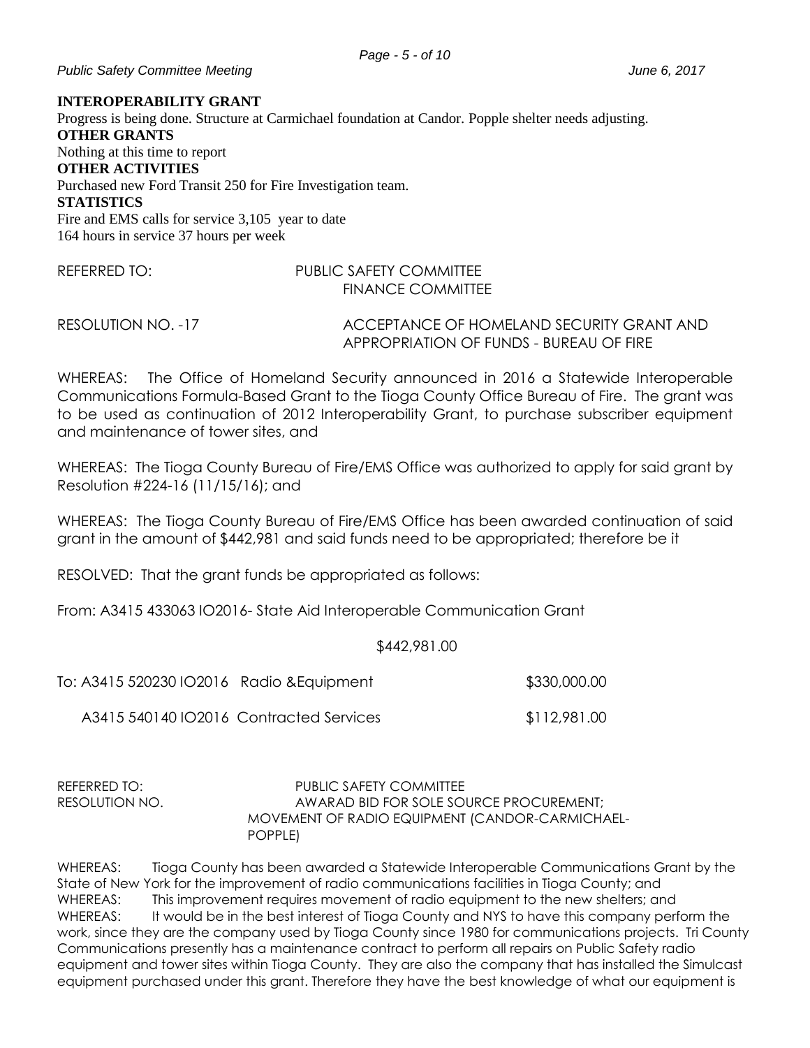**INTEROPERABILITY GRANT**

Progress is being done. Structure at Carmichael foundation at Candor. Popple shelter needs adjusting.

**OTHER GRANTS**

Nothing at this time to report

**OTHER ACTIVITIES**

Purchased new Ford Transit 250 for Fire Investigation team.

**STATISTICS**

Fire and EMS calls for service 3,105 year to date
164 hours in service 37 hours per week

REFERRED TO: PUBLIC SAFETY COMMITTEE
FINANCE COMMITTEE

RESOLUTION NO. -17 ACCEPTANCE OF HOMELAND SECURITY GRANT AND APPROPRIATION OF FUNDS - BUREAU OF FIRE

WHEREAS: The Office of Homeland Security announced in 2016 a Statewide Interoperable Communications Formula-Based Grant to the Tioga County Office Bureau of Fire. The grant was to be used as continuation of 2012 Interoperability Grant, to purchase subscriber equipment and maintenance of tower sites, and

WHEREAS: The Tioga County Bureau of Fire/EMS Office was authorized to apply for said grant by Resolution #224-16 (11/15/16); and

WHEREAS: The Tioga County Bureau of Fire/EMS Office has been awarded continuation of said grant in the amount of $442,981 and said funds need to be appropriated; therefore be it

RESOLVED: That the grant funds be appropriated as follows:

From: A3415 433063 IO2016- State Aid Interoperable Communication Grant

$442,981.00

| | |
|---|---|
| To: A3415 520230 IO2016 Radio &Equipment | $330,000.00 |
| A3415 540140 IO2016 Contracted Services | $112,981.00 |

REFERRED TO: PUBLIC SAFETY COMMITTEE
RESOLUTION NO. AWARAD BID FOR SOLE SOURCE PROCUREMENT; MOVEMENT OF RADIO EQUIPMENT (CANDOR-CARMICHAEL-POPPLE)

WHEREAS: Tioga County has been awarded a Statewide Interoperable Communications Grant by the State of New York for the improvement of radio communications facilities in Tioga County; and
WHEREAS: This improvement requires movement of radio equipment to the new shelters; and
WHEREAS: It would be in the best interest of Tioga County and NYS to have this company perform the work, since they are the company used by Tioga County since 1980 for communications projects. Tri County Communications presently has a maintenance contract to perform all repairs on Public Safety radio equipment and tower sites within Tioga County. They are also the company that has installed the Simulcast equipment purchased under this grant. Therefore they have the best knowledge of what our equipment is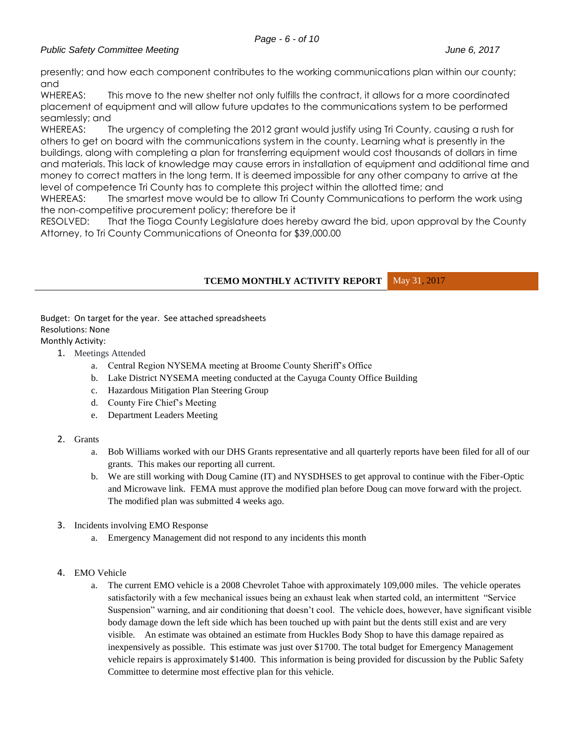presently; and how each component contributes to the working communications plan within our county; and

WHEREAS: This move to the new shelter not only fulfills the contract, it allows for a more coordinated placement of equipment and will allow future updates to the communications system to be performed seamlessly; and

WHEREAS: The urgency of completing the 2012 grant would justify using Tri County, causing a rush for others to get on board with the communications system in the county. Learning what is presently in the buildings, along with completing a plan for transferring equipment would cost thousands of dollars in time and materials. This lack of knowledge may cause errors in installation of equipment and additional time and money to correct matters in the long term. It is deemed impossible for any other company to arrive at the level of competence Tri County has to complete this project within the allotted time; and

WHEREAS: The smartest move would be to allow Tri County Communications to perform the work using the non-competitive procurement policy; therefore be it

RESOLVED: That the Tioga County Legislature does hereby award the bid, upon approval by the County Attorney, to Tri County Communications of Oneonta for $39,000.00

## TCEMO MONTHLY ACTIVITY REPORT May 31, 2017

Budget: On target for the year. See attached spreadsheets

Resolutions: None

Monthly Activity:

1. Meetings Attended
   a. Central Region NYSEMA meeting at Broome County Sheriff's Office
   b. Lake District NYSEMA meeting conducted at the Cayuga County Office Building
   c. Hazardous Mitigation Plan Steering Group
   d. County Fire Chief's Meeting
   e. Department Leaders Meeting

2. Grants
   a. Bob Williams worked with our DHS Grants representative and all quarterly reports have been filed for all of our grants. This makes our reporting all current.
   b. We are still working with Doug Camine (IT) and NYSDHSES to get approval to continue with the Fiber-Optic and Microwave link. FEMA must approve the modified plan before Doug can move forward with the project. The modified plan was submitted 4 weeks ago.

3. Incidents involving EMO Response
   a. Emergency Management did not respond to any incidents this month

4. EMO Vehicle
   a. The current EMO vehicle is a 2008 Chevrolet Tahoe with approximately 109,000 miles. The vehicle operates satisfactorily with a few mechanical issues being an exhaust leak when started cold, an intermittent "Service Suspension" warning, and air conditioning that doesn't cool. The vehicle does, however, have significant visible body damage down the left side which has been touched up with paint but the dents still exist and are very visible. An estimate was obtained an estimate from Huckles Body Shop to have this damage repaired as inexpensively as possible. This estimate was just over $1700. The total budget for Emergency Management vehicle repairs is approximately $1400. This information is being provided for discussion by the Public Safety Committee to determine most effective plan for this vehicle.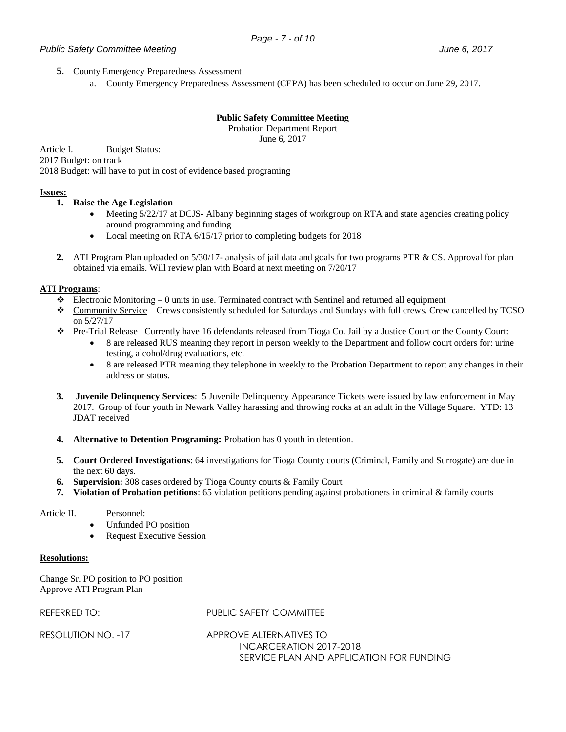5. County Emergency Preparedness Assessment
    a. County Emergency Preparedness Assessment (CEPA) has been scheduled to occur on June 29, 2017.

**Public Safety Committee Meeting**

Probation Department Report

June 6, 2017

Article I. Budget Status:

2017 Budget: on track

2018 Budget: will have to put in cost of evidence based programing

**Issues:**

1. **Raise the Age Legislation** –
    - Meeting 5/22/17 at DCJS- Albany beginning stages of workgroup on RTA and state agencies creating policy around programming and funding
    - Local meeting on RTA 6/15/17 prior to completing budgets for 2018
2. ATI Program Plan uploaded on 5/30/17- analysis of jail data and goals for two programs PTR & CS. Approval for plan obtained via emails. Will review plan with Board at next meeting on 7/20/17

**ATI Programs**:

- Electronic Monitoring – 0 units in use. Terminated contract with Sentinel and returned all equipment
- Community Service – Crews consistently scheduled for Saturdays and Sundays with full crews. Crew cancelled by TCSO on 5/27/17
- Pre-Trial Release –Currently have 16 defendants released from Tioga Co. Jail by a Justice Court or the County Court:
    - 8 are released RUS meaning they report in person weekly to the Department and follow court orders for: urine testing, alcohol/drug evaluations, etc.
    - 8 are released PTR meaning they telephone in weekly to the Probation Department to report any changes in their address or status.

3. **Juvenile Delinquency Services**: 5 Juvenile Delinquency Appearance Tickets were issued by law enforcement in May 2017. Group of four youth in Newark Valley harassing and throwing rocks at an adult in the Village Square. YTD: 13 JDAT received
4. **Alternative to Detention Programing:** Probation has 0 youth in detention.
5. **Court Ordered Investigations**: 64 investigations for Tioga County courts (Criminal, Family and Surrogate) are due in the next 60 days.
6. **Supervision:** 308 cases ordered by Tioga County courts & Family Court
7. **Violation of Probation petitions**: 65 violation petitions pending against probationers in criminal & family courts

Article II. Personnel:

- Unfunded PO position
- Request Executive Session

**Resolutions:**

Change Sr. PO position to PO position

Approve ATI Program Plan

REFERRED TO: PUBLIC SAFETY COMMITTEE

RESOLUTION NO. -17 APPROVE ALTERNATIVES TO INCARCERATION 2017-2018 SERVICE PLAN AND APPLICATION FOR FUNDING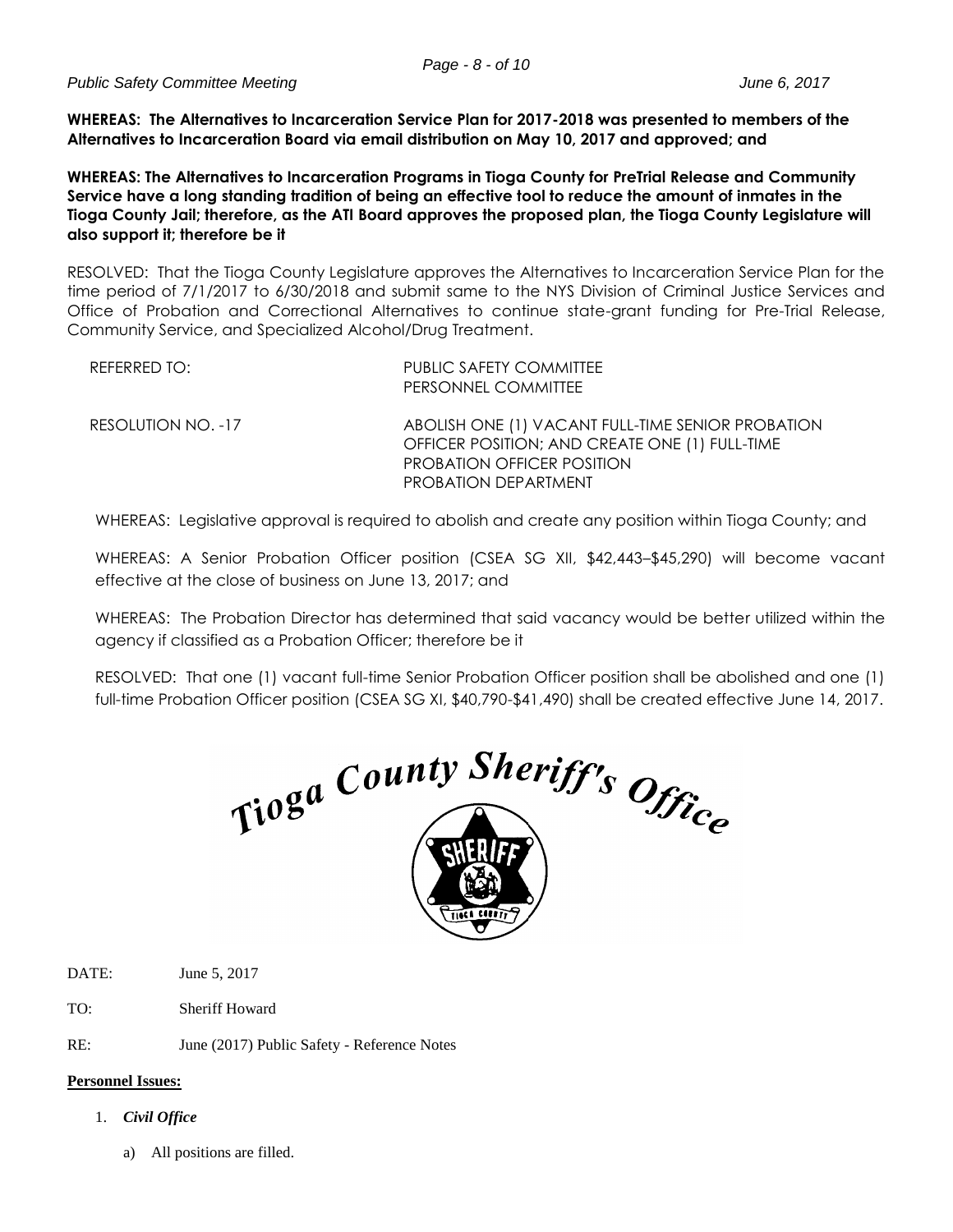**WHEREAS: The Alternatives to Incarceration Service Plan for 2017-2018 was presented to members of the Alternatives to Incarceration Board via email distribution on May 10, 2017 and approved; and**

**WHEREAS: The Alternatives to Incarceration Programs in Tioga County for PreTrial Release and Community Service have a long standing tradition of being an effective tool to reduce the amount of inmates in the Tioga County Jail; therefore, as the ATI Board approves the proposed plan, the Tioga County Legislature will also support it; therefore be it**

RESOLVED: That the Tioga County Legislature approves the Alternatives to Incarceration Service Plan for the time period of 7/1/2017 to 6/30/2018 and submit same to the NYS Division of Criminal Justice Services and Office of Probation and Correctional Alternatives to continue state-grant funding for Pre-Trial Release, Community Service, and Specialized Alcohol/Drug Treatment.

REFERRED TO: PUBLIC SAFETY COMMITTEE
PERSONNEL COMMITTEE

RESOLUTION NO. -17 ABOLISH ONE (1) VACANT FULL-TIME SENIOR PROBATION OFFICER POSITION; AND CREATE ONE (1) FULL-TIME PROBATION OFFICER POSITION
PROBATION DEPARTMENT

WHEREAS: Legislative approval is required to abolish and create any position within Tioga County; and

WHEREAS: A Senior Probation Officer position (CSEA SG XII, $42,443–$45,290) will become vacant effective at the close of business on June 13, 2017; and

WHEREAS: The Probation Director has determined that said vacancy would be better utilized within the agency if classified as a Probation Officer; therefore be it

RESOLVED: That one (1) vacant full-time Senior Probation Officer position shall be abolished and one (1) full-time Probation Officer position (CSEA SG XI, $40,790-$41,490) shall be created effective June 14, 2017.

**Tioga County Sheriff's Office**

DATE: June 5, 2017

TO: Sheriff Howard

RE: June (2017) Public Safety - Reference Notes

**Personnel Issues:**

1. ***Civil Office***

   a) All positions are filled.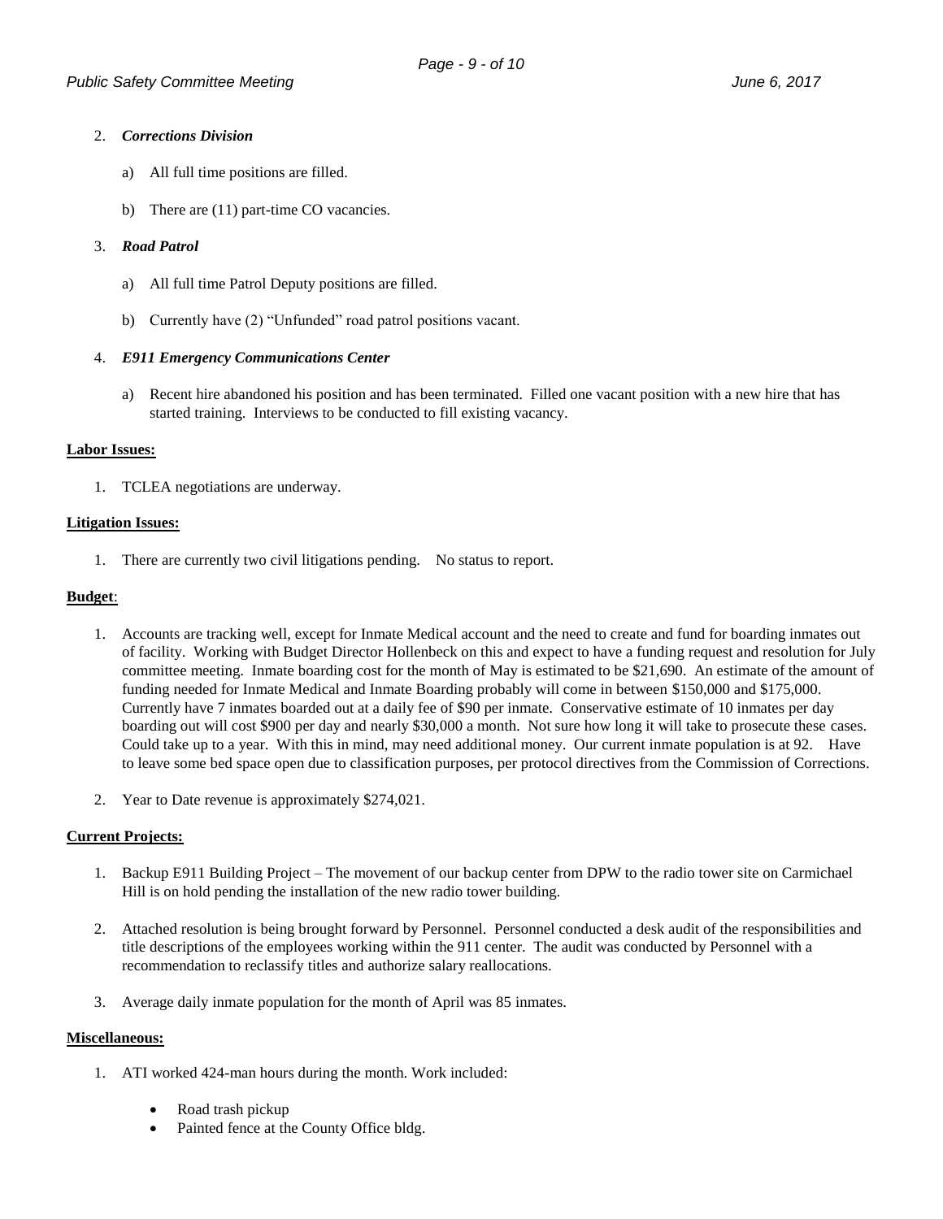2. ***Corrections Division***

    a) All full time positions are filled.

    b) There are (11) part-time CO vacancies.

3. ***Road Patrol***

    a) All full time Patrol Deputy positions are filled.

    b) Currently have (2) "Unfunded" road patrol positions vacant.

4. ***E911 Emergency Communications Center***

    a) Recent hire abandoned his position and has been terminated. Filled one vacant position with a new hire that has started training. Interviews to be conducted to fill existing vacancy.

**Labor Issues:**

1. TCLEA negotiations are underway.

**Litigation Issues:**

1. There are currently two civil litigations pending. No status to report.

**Budget**:

1. Accounts are tracking well, except for Inmate Medical account and the need to create and fund for boarding inmates out of facility. Working with Budget Director Hollenbeck on this and expect to have a funding request and resolution for July committee meeting. Inmate boarding cost for the month of May is estimated to be $21,690. An estimate of the amount of funding needed for Inmate Medical and Inmate Boarding probably will come in between $150,000 and $175,000. Currently have 7 inmates boarded out at a daily fee of $90 per inmate. Conservative estimate of 10 inmates per day boarding out will cost $900 per day and nearly $30,000 a month. Not sure how long it will take to prosecute these cases. Could take up to a year. With this in mind, may need additional money. Our current inmate population is at 92. Have to leave some bed space open due to classification purposes, per protocol directives from the Commission of Corrections.

2. Year to Date revenue is approximately $274,021.

**Current Projects:**

1. Backup E911 Building Project – The movement of our backup center from DPW to the radio tower site on Carmichael Hill is on hold pending the installation of the new radio tower building.

2. Attached resolution is being brought forward by Personnel. Personnel conducted a desk audit of the responsibilities and title descriptions of the employees working within the 911 center. The audit was conducted by Personnel with a recommendation to reclassify titles and authorize salary reallocations.

3. Average daily inmate population for the month of April was 85 inmates.

**Miscellaneous:**

1. ATI worked 424-man hours during the month. Work included:

    - Road trash pickup
    - Painted fence at the County Office bldg.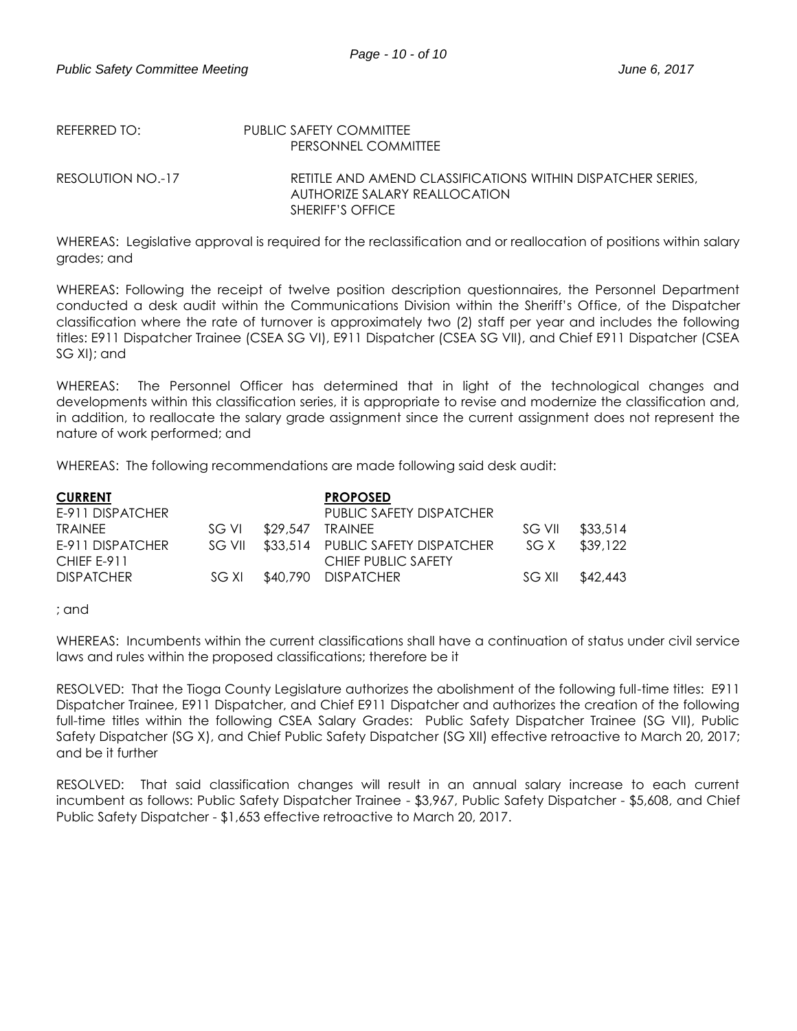REFERRED TO: PUBLIC SAFETY COMMITTEE
PERSONNEL COMMITTEE

RESOLUTION NO.-17 RETITLE AND AMEND CLASSIFICATIONS WITHIN DISPATCHER SERIES, AUTHORIZE SALARY REALLOCATION
SHERIFF'S OFFICE

WHEREAS: Legislative approval is required for the reclassification and or reallocation of positions within salary grades; and

WHEREAS: Following the receipt of twelve position description questionnaires, the Personnel Department conducted a desk audit within the Communications Division within the Sheriff's Office, of the Dispatcher classification where the rate of turnover is approximately two (2) staff per year and includes the following titles: E911 Dispatcher Trainee (CSEA SG VI), E911 Dispatcher (CSEA SG VII), and Chief E911 Dispatcher (CSEA SG XI); and

WHEREAS: The Personnel Officer has determined that in light of the technological changes and developments within this classification series, it is appropriate to revise and modernize the classification and, in addition, to reallocate the salary grade assignment since the current assignment does not represent the nature of work performed; and

WHEREAS: The following recommendations are made following said desk audit:

| **CURRENT** | | | **PROPOSED** | | |
|---|---|---|---|---|---|
| E-911 DISPATCHER TRAINEE | SG VI | $29,547 | PUBLIC SAFETY DISPATCHER TRAINEE | SG VII | $33,514 |
| E-911 DISPATCHER | SG VII | $33,514 | PUBLIC SAFETY DISPATCHER | SG X | $39,122 |
| CHIEF E-911 DISPATCHER | SG XI | $40,790 | CHIEF PUBLIC SAFETY DISPATCHER | SG XII | $42,443 |

; and

WHEREAS: Incumbents within the current classifications shall have a continuation of status under civil service laws and rules within the proposed classifications; therefore be it

RESOLVED: That the Tioga County Legislature authorizes the abolishment of the following full-time titles: E911 Dispatcher Trainee, E911 Dispatcher, and Chief E911 Dispatcher and authorizes the creation of the following full-time titles within the following CSEA Salary Grades: Public Safety Dispatcher Trainee (SG VII), Public Safety Dispatcher (SG X), and Chief Public Safety Dispatcher (SG XII) effective retroactive to March 20, 2017; and be it further

RESOLVED: That said classification changes will result in an annual salary increase to each current incumbent as follows: Public Safety Dispatcher Trainee - $3,967, Public Safety Dispatcher - $5,608, and Chief Public Safety Dispatcher - $1,653 effective retroactive to March 20, 2017.